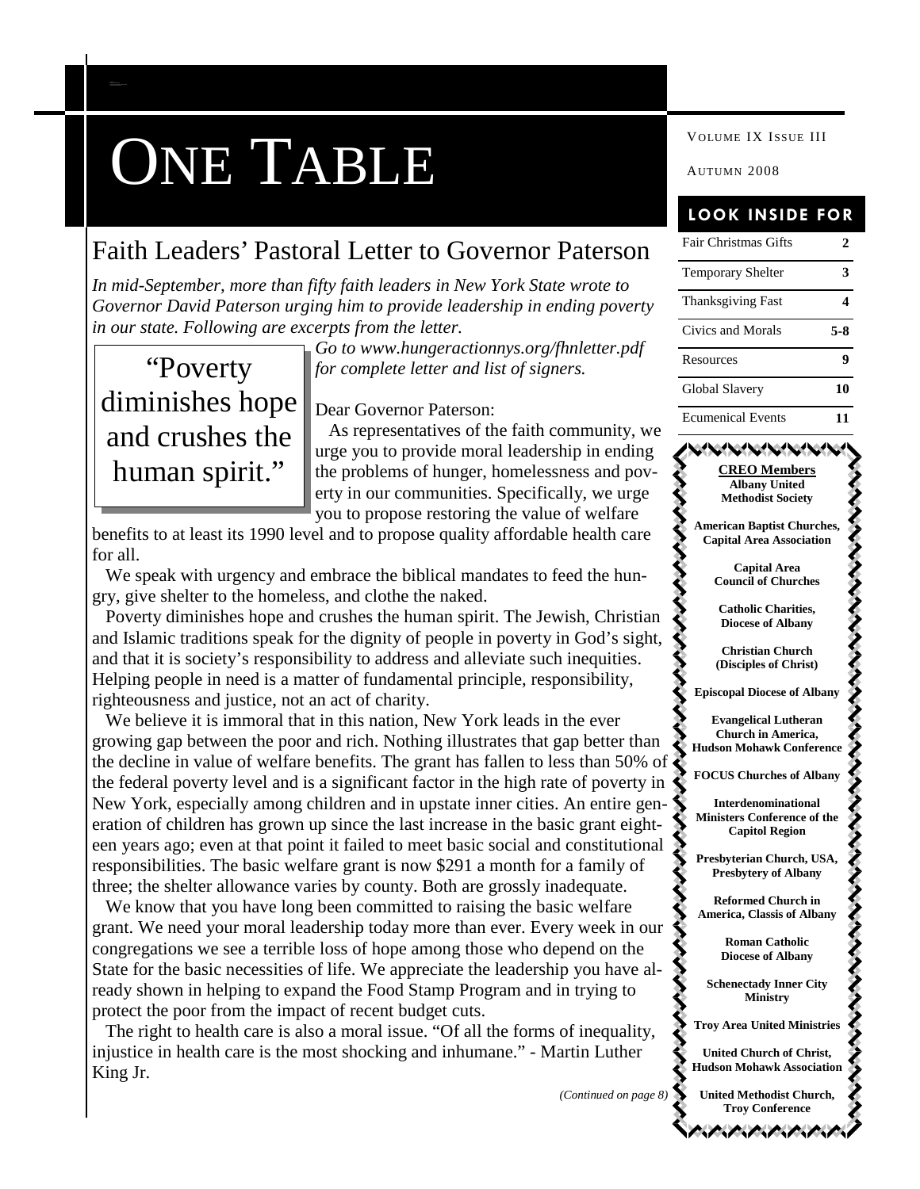# ONE TABLE

VOLUME IX ISSUE III

AUTUMN 2008

## LOOK INSIDE FOR

| | |
|---|---|
| Fair Christmas Gifts | 2 |
| Temporary Shelter | 3 |
| Thanksgiving Fast | 4 |
| Civics and Morals | 5-8 |
| Resources | 9 |
| Global Slavery | 10 |
| Ecumenical Events | 11 |

## Faith Leaders' Pastoral Letter to Governor Paterson

*In mid-September, more than fifty faith leaders in New York State wrote to Governor David Paterson urging him to provide leadership in ending poverty in our state. Following are excerpts from the letter.*

*Go to www.hungeractionnys.org/fhnletter.pdf for complete letter and list of signers.*

> "Poverty diminishes hope and crushes the human spirit."

Dear Governor Paterson:

As representatives of the faith community, we urge you to provide moral leadership in ending the problems of hunger, homelessness and poverty in our communities. Specifically, we urge you to propose restoring the value of welfare benefits to at least its 1990 level and to propose quality affordable health care for all.

We speak with urgency and embrace the biblical mandates to feed the hungry, give shelter to the homeless, and clothe the naked.

Poverty diminishes hope and crushes the human spirit. The Jewish, Christian and Islamic traditions speak for the dignity of people in poverty in God's sight, and that it is society's responsibility to address and alleviate such inequities. Helping people in need is a matter of fundamental principle, responsibility, righteousness and justice, not an act of charity.

We believe it is immoral that in this nation, New York leads in the ever growing gap between the poor and rich. Nothing illustrates that gap better than the decline in value of welfare benefits. The grant has fallen to less than 50% of the federal poverty level and is a significant factor in the high rate of poverty in New York, especially among children and in upstate inner cities. An entire generation of children has grown up since the last increase in the basic grant eighteen years ago; even at that point it failed to meet basic social and constitutional responsibilities. The basic welfare grant is now $291 a month for a family of three; the shelter allowance varies by county. Both are grossly inadequate.

We know that you have long been committed to raising the basic welfare grant. We need your moral leadership today more than ever. Every week in our congregations we see a terrible loss of hope among those who depend on the State for the basic necessities of life. We appreciate the leadership you have already shown in helping to expand the Food Stamp Program and in trying to protect the poor from the impact of recent budget cuts.

The right to health care is also a moral issue. "Of all the forms of inequality, injustice in health care is the most shocking and inhumane." - Martin Luther King Jr.

*(Continued on page 8)*

**CREO Members**

**Albany United Methodist Society**

**American Baptist Churches, Capital Area Association**

**Capital Area Council of Churches**

**Catholic Charities, Diocese of Albany**

**Christian Church (Disciples of Christ)**

**Episcopal Diocese of Albany**

**Evangelical Lutheran Church in America, Hudson Mohawk Conference**

**FOCUS Churches of Albany**

**Interdenominational Ministers Conference of the Capitol Region**

**Presbyterian Church, USA, Presbytery of Albany**

**Reformed Church in America, Classis of Albany**

**Roman Catholic Diocese of Albany**

**Schenectady Inner City Ministry**

**Troy Area United Ministries**

**United Church of Christ, Hudson Mohawk Association**

**United Methodist Church, Troy Conference**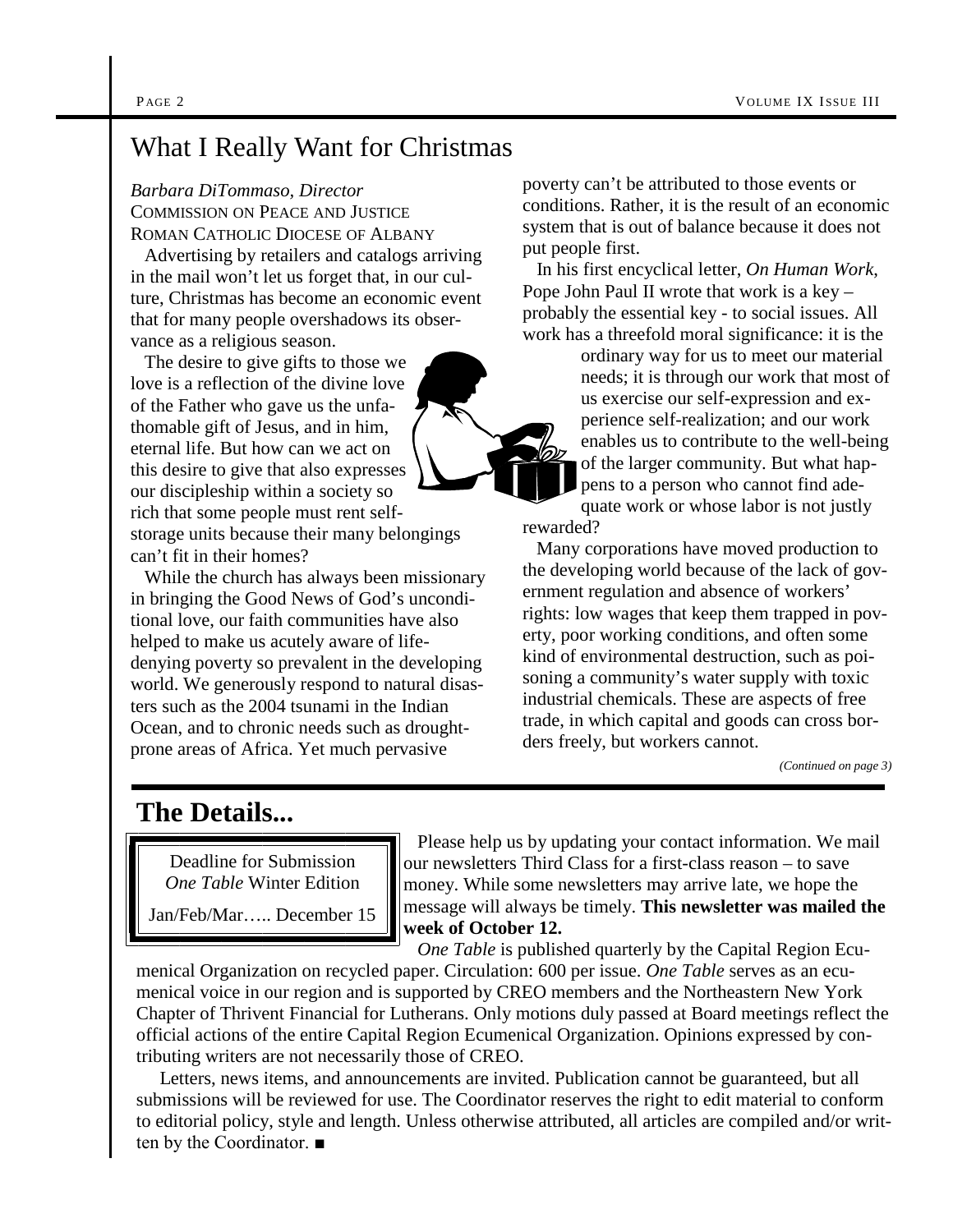## What I Really Want for Christmas

*Barbara DiTommaso, Director*
COMMISSION ON PEACE AND JUSTICE
ROMAN CATHOLIC DIOCESE OF ALBANY

Advertising by retailers and catalogs arriving in the mail won't let us forget that, in our culture, Christmas has become an economic event that for many people overshadows its observance as a religious season.

The desire to give gifts to those we love is a reflection of the divine love of the Father who gave us the unfathomable gift of Jesus, and in him, eternal life. But how can we act on this desire to give that also expresses our discipleship within a society so rich that some people must rent self-storage units because their many belongings can't fit in their homes?

While the church has always been missionary in bringing the Good News of God's unconditional love, our faith communities have also helped to make us acutely aware of life-denying poverty so prevalent in the developing world. We generously respond to natural disasters such as the 2004 tsunami in the Indian Ocean, and to chronic needs such as drought-prone areas of Africa. Yet much pervasive poverty can't be attributed to those events or conditions. Rather, it is the result of an economic system that is out of balance because it does not put people first.

In his first encyclical letter, *On Human Work*, Pope John Paul II wrote that work is a key – probably the essential key - to social issues. All work has a threefold moral significance: it is the ordinary way for us to meet our material needs; it is through our work that most of us exercise our self-expression and experience self-realization; and our work enables us to contribute to the well-being of the larger community. But what happens to a person who cannot find adequate work or whose labor is not justly rewarded?

Many corporations have moved production to the developing world because of the lack of government regulation and absence of workers' rights: low wages that keep them trapped in poverty, poor working conditions, and often some kind of environmental destruction, such as poisoning a community's water supply with toxic industrial chemicals. These are aspects of free trade, in which capital and goods can cross borders freely, but workers cannot.

*(Continued on page 3)*

## The Details...

Deadline for Submission
*One Table* Winter Edition
Jan/Feb/Mar….. December 15

Please help us by updating your contact information. We mail our newsletters Third Class for a first-class reason – to save money. While some newsletters may arrive late, we hope the message will always be timely. **This newsletter was mailed the week of October 12.**

*One Table* is published quarterly by the Capital Region Ecumenical Organization on recycled paper. Circulation: 600 per issue. *One Table* serves as an ecumenical voice in our region and is supported by CREO members and the Northeastern New York Chapter of Thrivent Financial for Lutherans. Only motions duly passed at Board meetings reflect the official actions of the entire Capital Region Ecumenical Organization. Opinions expressed by contributing writers are not necessarily those of CREO.

Letters, news items, and announcements are invited. Publication cannot be guaranteed, but all submissions will be reviewed for use. The Coordinator reserves the right to edit material to conform to editorial policy, style and length. Unless otherwise attributed, all articles are compiled and/or written by the Coordinator. ■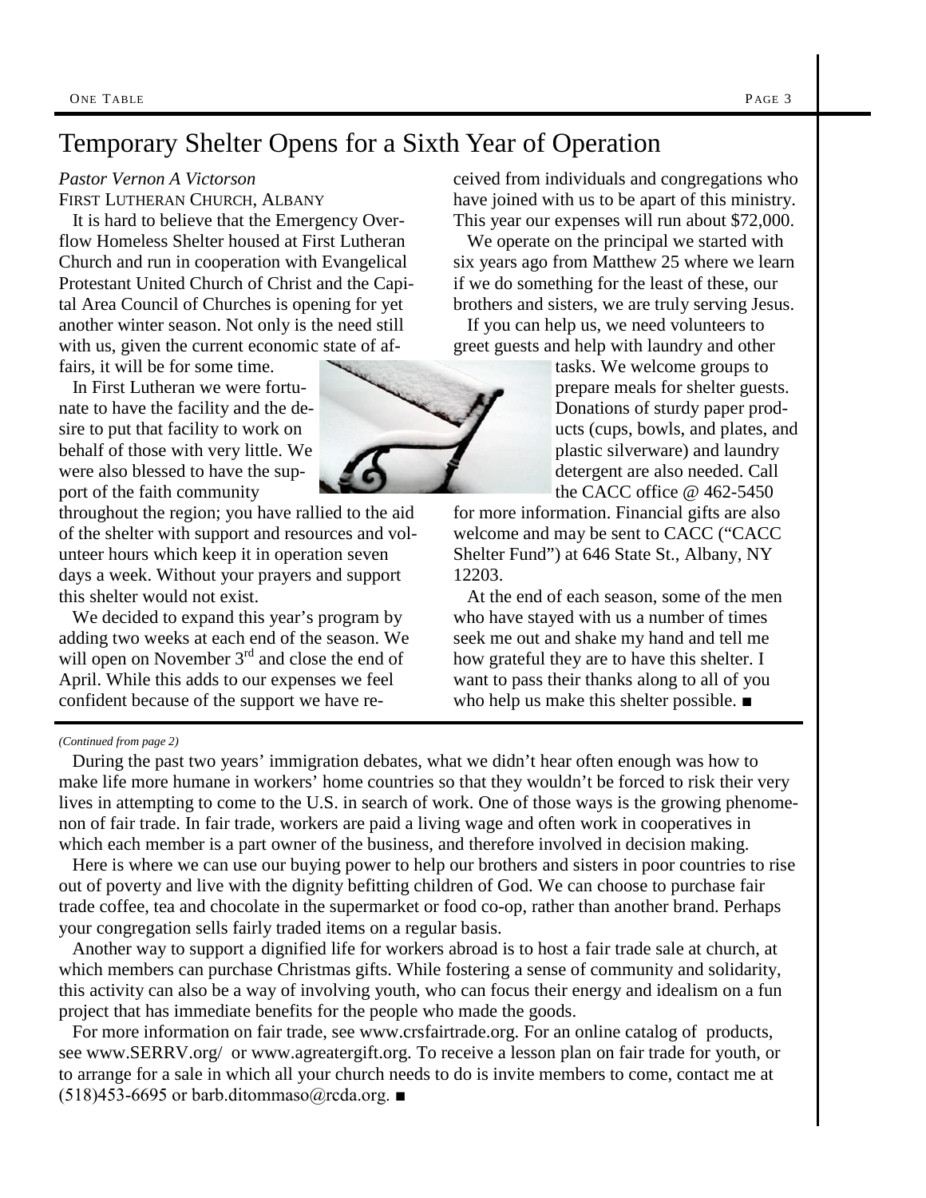# Temporary Shelter Opens for a Sixth Year of Operation

*Pastor Vernon A Victorson*
FIRST LUTHERAN CHURCH, ALBANY

It is hard to believe that the Emergency Overflow Homeless Shelter housed at First Lutheran Church and run in cooperation with Evangelical Protestant United Church of Christ and the Capital Area Council of Churches is opening for yet another winter season. Not only is the need still with us, given the current economic state of affairs, it will be for some time.

In First Lutheran we were fortunate to have the facility and the desire to put that facility to work on behalf of those with very little. We were also blessed to have the support of the faith community throughout the region; you have rallied to the aid of the shelter with support and resources and volunteer hours which keep it in operation seven days a week. Without your prayers and support this shelter would not exist.

We decided to expand this year's program by adding two weeks at each end of the season. We will open on November 3rd and close the end of April. While this adds to our expenses we feel confident because of the support we have received from individuals and congregations who have joined with us to be apart of this ministry. This year our expenses will run about $72,000.

We operate on the principal we started with six years ago from Matthew 25 where we learn if we do something for the least of these, our brothers and sisters, we are truly serving Jesus.

If you can help us, we need volunteers to greet guests and help with laundry and other tasks. We welcome groups to prepare meals for shelter guests. Donations of sturdy paper products (cups, bowls, and plates, and plastic silverware) and laundry detergent are also needed. Call the CACC office @ 462-5450 for more information. Financial gifts are also welcome and may be sent to CACC ("CACC Shelter Fund") at 646 State St., Albany, NY 12203.

At the end of each season, some of the men who have stayed with us a number of times seek me out and shake my hand and tell me how grateful they are to have this shelter. I want to pass their thanks along to all of you who help us make this shelter possible. ■

---

*(Continued from page 2)*

During the past two years' immigration debates, what we didn't hear often enough was how to make life more humane in workers' home countries so that they wouldn't be forced to risk their very lives in attempting to come to the U.S. in search of work. One of those ways is the growing phenomenon of fair trade. In fair trade, workers are paid a living wage and often work in cooperatives in which each member is a part owner of the business, and therefore involved in decision making.

Here is where we can use our buying power to help our brothers and sisters in poor countries to rise out of poverty and live with the dignity befitting children of God. We can choose to purchase fair trade coffee, tea and chocolate in the supermarket or food co-op, rather than another brand. Perhaps your congregation sells fairly traded items on a regular basis.

Another way to support a dignified life for workers abroad is to host a fair trade sale at church, at which members can purchase Christmas gifts. While fostering a sense of community and solidarity, this activity can also be a way of involving youth, who can focus their energy and idealism on a fun project that has immediate benefits for the people who made the goods.

For more information on fair trade, see www.crsfairtrade.org. For an online catalog of products, see www.SERRV.org/ or www.agreatergift.org. To receive a lesson plan on fair trade for youth, or to arrange for a sale in which all your church needs to do is invite members to come, contact me at (518)453-6695 or barb.ditommaso@rcda.org. ■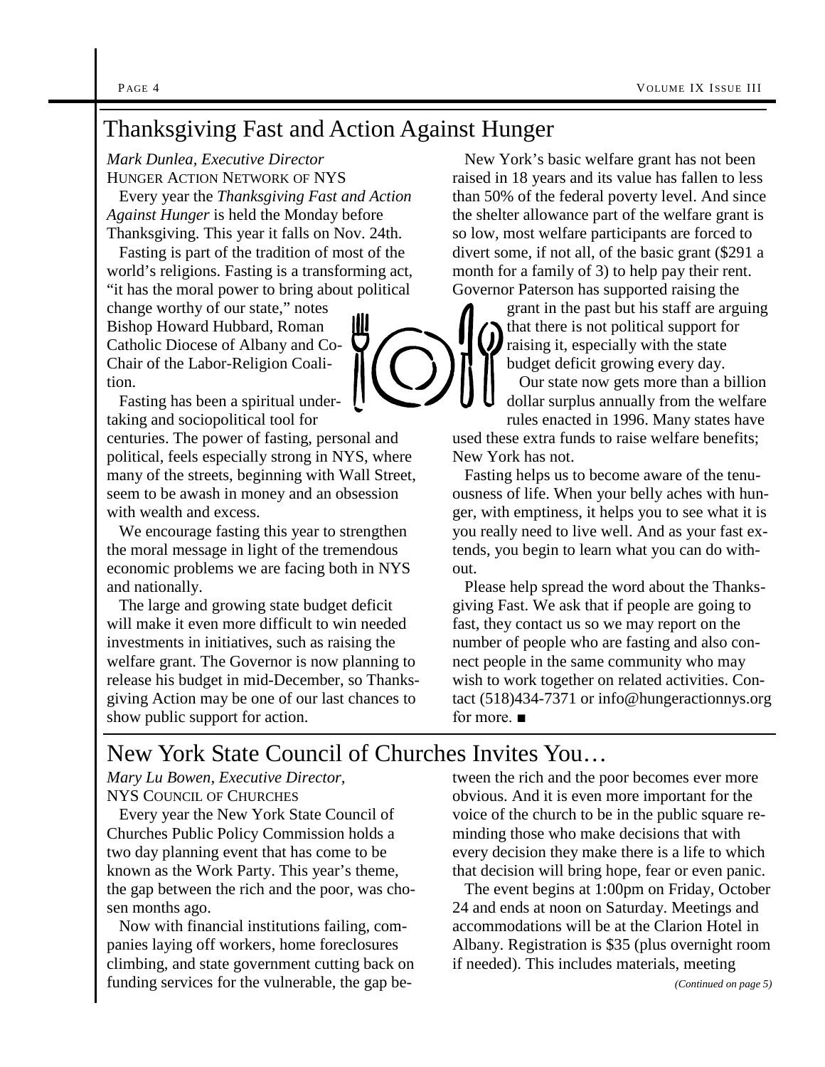# Thanksgiving Fast and Action Against Hunger

*Mark Dunlea, Executive Director*
HUNGER ACTION NETWORK OF NYS

Every year the *Thanksgiving Fast and Action Against Hunger* is held the Monday before Thanksgiving. This year it falls on Nov. 24th.

Fasting is part of the tradition of most of the world's religions. Fasting is a transforming act, "it has the moral power to bring about political change worthy of our state," notes Bishop Howard Hubbard, Roman Catholic Diocese of Albany and Co-Chair of the Labor-Religion Coalition.

Fasting has been a spiritual undertaking and sociopolitical tool for centuries. The power of fasting, personal and political, feels especially strong in NYS, where many of the streets, beginning with Wall Street, seem to be awash in money and an obsession with wealth and excess.

We encourage fasting this year to strengthen the moral message in light of the tremendous economic problems we are facing both in NYS and nationally.

The large and growing state budget deficit will make it even more difficult to win needed investments in initiatives, such as raising the welfare grant. The Governor is now planning to release his budget in mid-December, so Thanksgiving Action may be one of our last chances to show public support for action.

New York's basic welfare grant has not been raised in 18 years and its value has fallen to less than 50% of the federal poverty level. And since the shelter allowance part of the welfare grant is so low, most welfare participants are forced to divert some, if not all, of the basic grant ($291 a month for a family of 3) to help pay their rent. Governor Paterson has supported raising the grant in the past but his staff are arguing that there is not political support for raising it, especially with the state budget deficit growing every day.

Our state now gets more than a billion dollar surplus annually from the welfare rules enacted in 1996. Many states have used these extra funds to raise welfare benefits; New York has not.

Fasting helps us to become aware of the tenuousness of life. When your belly aches with hunger, with emptiness, it helps you to see what it is you really need to live well. And as your fast extends, you begin to learn what you can do without.

Please help spread the word about the Thanksgiving Fast. We ask that if people are going to fast, they contact us so we may report on the number of people who are fasting and also connect people in the same community who may wish to work together on related activities. Contact (518)434-7371 or info@hungeractionnys.org for more. ■

# New York State Council of Churches Invites You…

*Mary Lu Bowen, Executive Director,*
NYS COUNCIL OF CHURCHES

Every year the New York State Council of Churches Public Policy Commission holds a two day planning event that has come to be known as the Work Party. This year's theme, the gap between the rich and the poor, was chosen months ago.

Now with financial institutions failing, companies laying off workers, home foreclosures climbing, and state government cutting back on funding services for the vulnerable, the gap between the rich and the poor becomes ever more obvious. And it is even more important for the voice of the church to be in the public square reminding those who make decisions that with every decision they make there is a life to which that decision will bring hope, fear or even panic.

The event begins at 1:00pm on Friday, October 24 and ends at noon on Saturday. Meetings and accommodations will be at the Clarion Hotel in Albany. Registration is $35 (plus overnight room if needed). This includes materials, meeting

*(Continued on page 5)*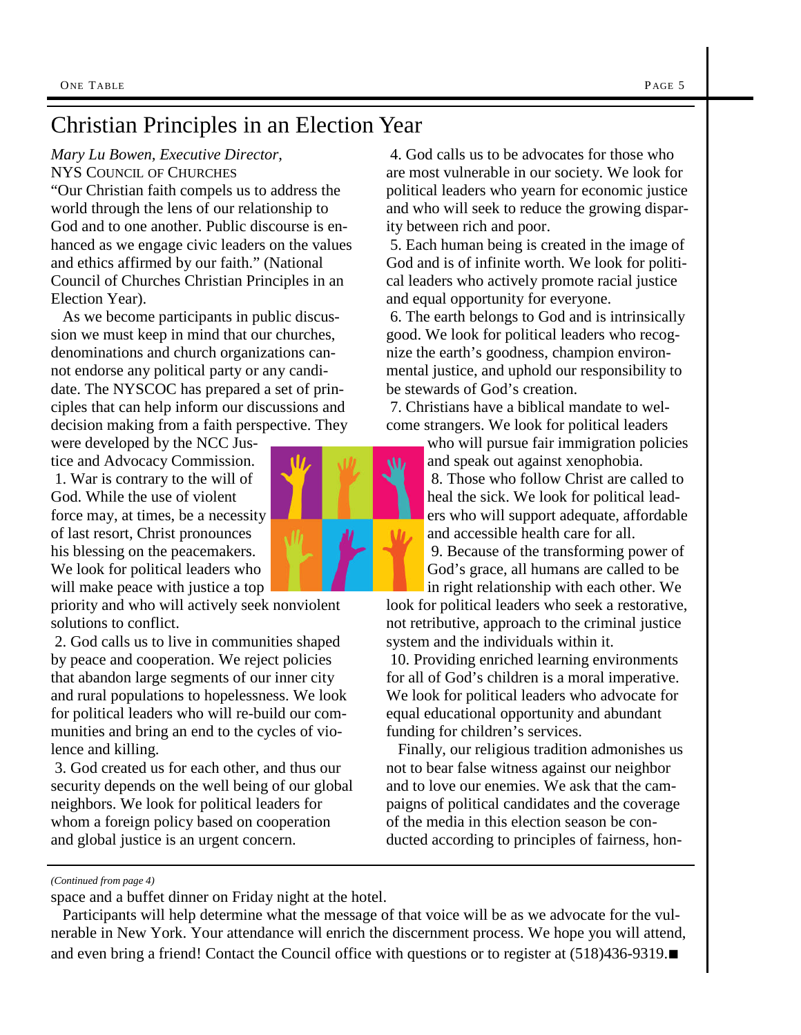# Christian Principles in an Election Year

*Mary Lu Bowen, Executive Director,*
NYS Council of Churches

"Our Christian faith compels us to address the world through the lens of our relationship to God and to one another. Public discourse is enhanced as we engage civic leaders on the values and ethics affirmed by our faith." (National Council of Churches Christian Principles in an Election Year).

As we become participants in public discussion we must keep in mind that our churches, denominations and church organizations cannot endorse any political party or any candidate. The NYSCOC has prepared a set of principles that can help inform our discussions and decision making from a faith perspective. They were developed by the NCC Justice and Advocacy Commission.

1. War is contrary to the will of God. While the use of violent force may, at times, be a necessity of last resort, Christ pronounces his blessing on the peacemakers. We look for political leaders who will make peace with justice a top priority and who will actively seek nonviolent solutions to conflict.

2. God calls us to live in communities shaped by peace and cooperation. We reject policies that abandon large segments of our inner city and rural populations to hopelessness. We look for political leaders who will re-build our communities and bring an end to the cycles of violence and killing.

3. God created us for each other, and thus our security depends on the well being of our global neighbors. We look for political leaders for whom a foreign policy based on cooperation and global justice is an urgent concern.

4. God calls us to be advocates for those who are most vulnerable in our society. We look for political leaders who yearn for economic justice and who will seek to reduce the growing disparity between rich and poor.

5. Each human being is created in the image of God and is of infinite worth. We look for political leaders who actively promote racial justice and equal opportunity for everyone.

6. The earth belongs to God and is intrinsically good. We look for political leaders who recognize the earth's goodness, champion environmental justice, and uphold our responsibility to be stewards of God's creation.

7. Christians have a biblical mandate to welcome strangers. We look for political leaders who will pursue fair immigration policies and speak out against xenophobia.

8. Those who follow Christ are called to heal the sick. We look for political leaders who will support adequate, affordable and accessible health care for all.

9. Because of the transforming power of God's grace, all humans are called to be in right relationship with each other. We look for political leaders who seek a restorative, not retributive, approach to the criminal justice system and the individuals within it.

10. Providing enriched learning environments for all of God's children is a moral imperative. We look for political leaders who advocate for equal educational opportunity and abundant funding for children's services.

Finally, our religious tradition admonishes us not to bear false witness against our neighbor and to love our enemies. We ask that the campaigns of political candidates and the coverage of the media in this election season be conducted according to principles of fairness, hon-

---

*(Continued from page 4)*

space and a buffet dinner on Friday night at the hotel.

Participants will help determine what the message of that voice will be as we advocate for the vulnerable in New York. Your attendance will enrich the discernment process. We hope you will attend, and even bring a friend! Contact the Council office with questions or to register at (518)436-9319.■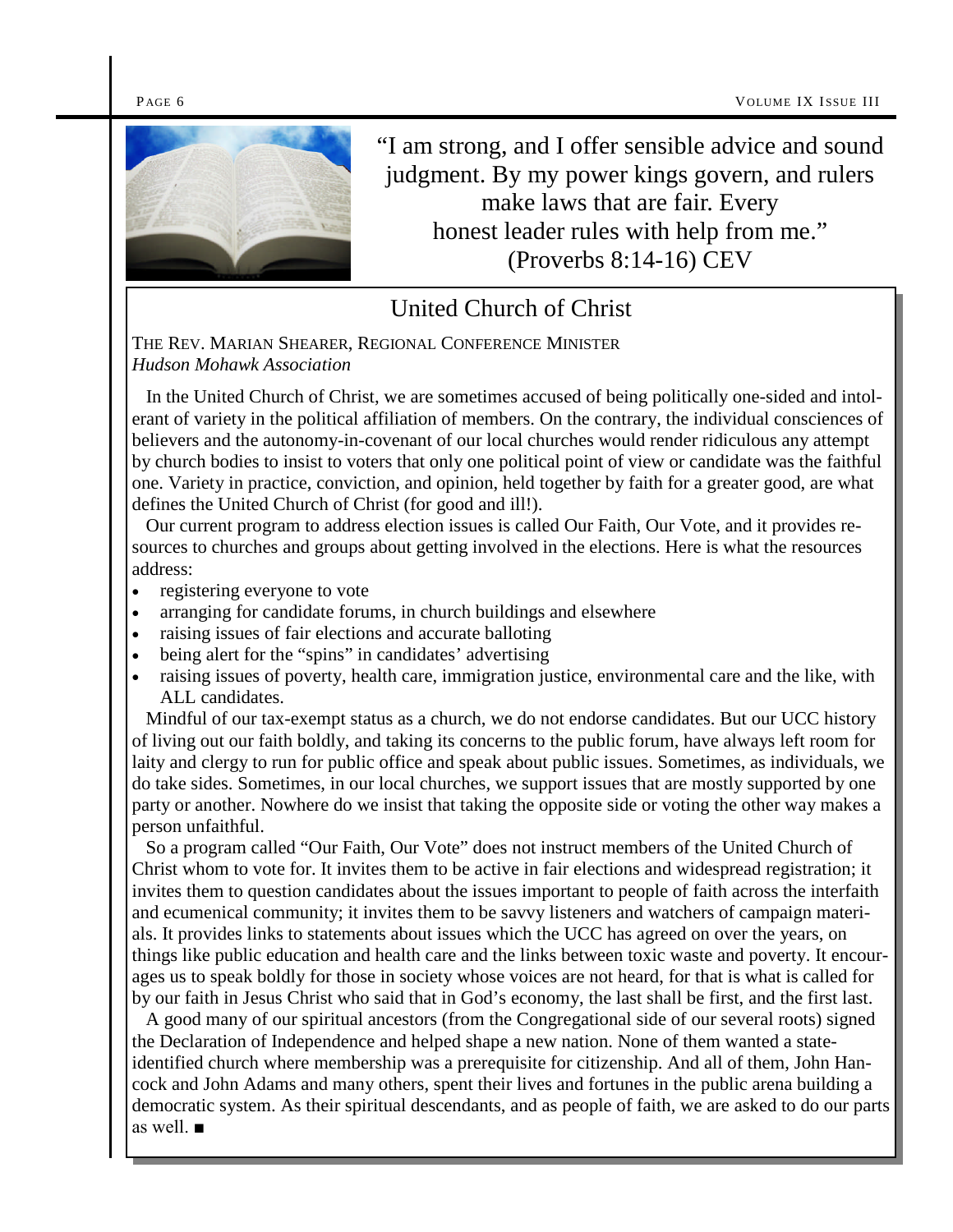"I am strong, and I offer sensible advice and sound judgment. By my power kings govern, and rulers make laws that are fair. Every honest leader rules with help from me." (Proverbs 8:14-16) CEV

## United Church of Christ

THE REV. MARIAN SHEARER, REGIONAL CONFERENCE MINISTER
*Hudson Mohawk Association*

In the United Church of Christ, we are sometimes accused of being politically one-sided and intolerant of variety in the political affiliation of members. On the contrary, the individual consciences of believers and the autonomy-in-covenant of our local churches would render ridiculous any attempt by church bodies to insist to voters that only one political point of view or candidate was the faithful one. Variety in practice, conviction, and opinion, held together by faith for a greater good, are what defines the United Church of Christ (for good and ill!).

Our current program to address election issues is called Our Faith, Our Vote, and it provides resources to churches and groups about getting involved in the elections. Here is what the resources address:

- registering everyone to vote
- arranging for candidate forums, in church buildings and elsewhere
- raising issues of fair elections and accurate balloting
- being alert for the "spins" in candidates' advertising
- raising issues of poverty, health care, immigration justice, environmental care and the like, with ALL candidates.

Mindful of our tax-exempt status as a church, we do not endorse candidates. But our UCC history of living out our faith boldly, and taking its concerns to the public forum, have always left room for laity and clergy to run for public office and speak about public issues. Sometimes, as individuals, we do take sides. Sometimes, in our local churches, we support issues that are mostly supported by one party or another. Nowhere do we insist that taking the opposite side or voting the other way makes a person unfaithful.

So a program called "Our Faith, Our Vote" does not instruct members of the United Church of Christ whom to vote for. It invites them to be active in fair elections and widespread registration; it invites them to question candidates about the issues important to people of faith across the interfaith and ecumenical community; it invites them to be savvy listeners and watchers of campaign materials. It provides links to statements about issues which the UCC has agreed on over the years, on things like public education and health care and the links between toxic waste and poverty. It encourages us to speak boldly for those in society whose voices are not heard, for that is what is called for by our faith in Jesus Christ who said that in God's economy, the last shall be first, and the first last.

A good many of our spiritual ancestors (from the Congregational side of our several roots) signed the Declaration of Independence and helped shape a new nation. None of them wanted a state-identified church where membership was a prerequisite for citizenship. And all of them, John Hancock and John Adams and many others, spent their lives and fortunes in the public arena building a democratic system. As their spiritual descendants, and as people of faith, we are asked to do our parts as well. ■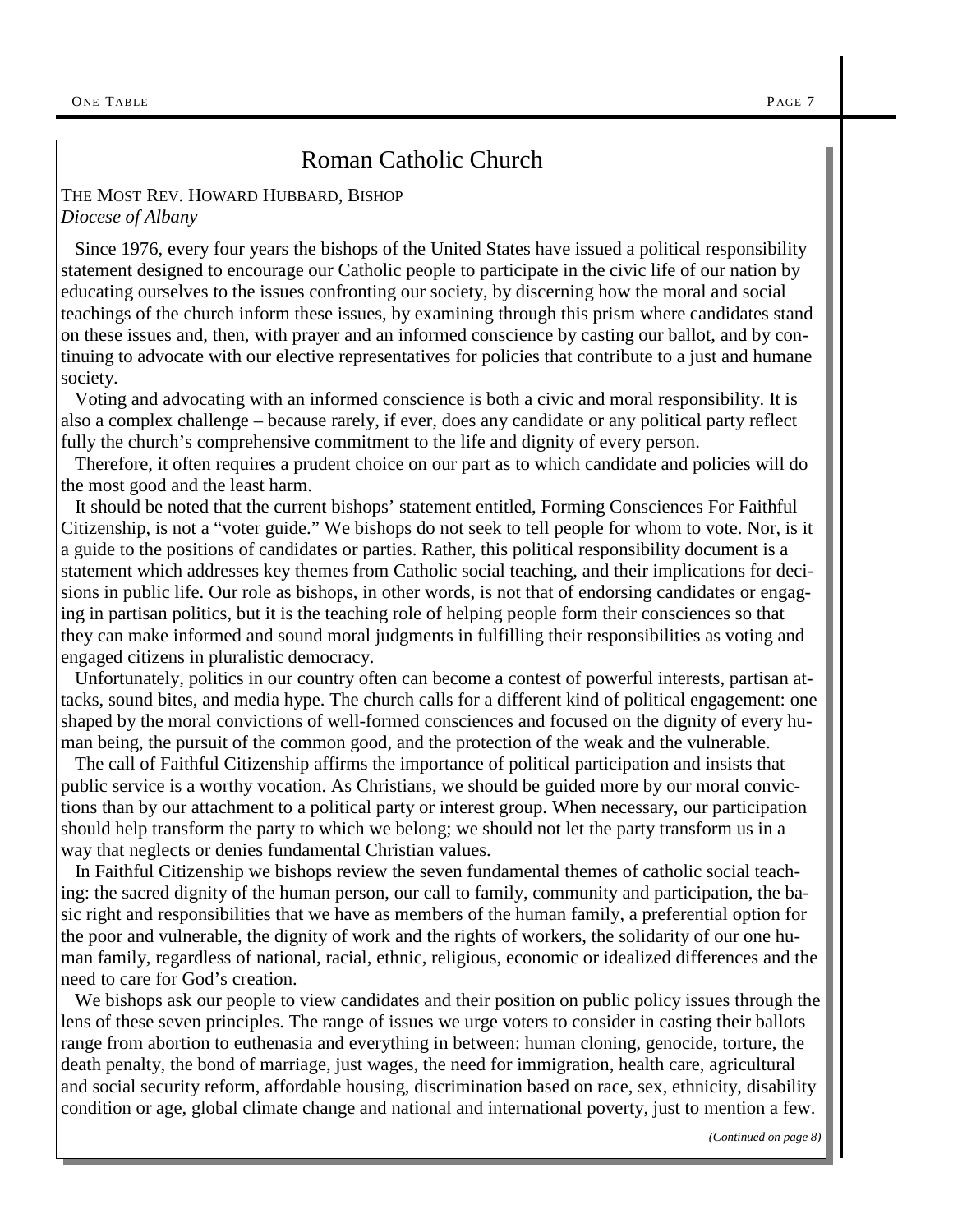# Roman Catholic Church

THE MOST REV. HOWARD HUBBARD, BISHOP
*Diocese of Albany*

Since 1976, every four years the bishops of the United States have issued a political responsibility statement designed to encourage our Catholic people to participate in the civic life of our nation by educating ourselves to the issues confronting our society, by discerning how the moral and social teachings of the church inform these issues, by examining through this prism where candidates stand on these issues and, then, with prayer and an informed conscience by casting our ballot, and by continuing to advocate with our elective representatives for policies that contribute to a just and humane society.

Voting and advocating with an informed conscience is both a civic and moral responsibility. It is also a complex challenge – because rarely, if ever, does any candidate or any political party reflect fully the church's comprehensive commitment to the life and dignity of every person.

Therefore, it often requires a prudent choice on our part as to which candidate and policies will do the most good and the least harm.

It should be noted that the current bishops' statement entitled, Forming Consciences For Faithful Citizenship, is not a "voter guide." We bishops do not seek to tell people for whom to vote. Nor, is it a guide to the positions of candidates or parties. Rather, this political responsibility document is a statement which addresses key themes from Catholic social teaching, and their implications for decisions in public life. Our role as bishops, in other words, is not that of endorsing candidates or engaging in partisan politics, but it is the teaching role of helping people form their consciences so that they can make informed and sound moral judgments in fulfilling their responsibilities as voting and engaged citizens in pluralistic democracy.

Unfortunately, politics in our country often can become a contest of powerful interests, partisan attacks, sound bites, and media hype. The church calls for a different kind of political engagement: one shaped by the moral convictions of well-formed consciences and focused on the dignity of every human being, the pursuit of the common good, and the protection of the weak and the vulnerable.

The call of Faithful Citizenship affirms the importance of political participation and insists that public service is a worthy vocation. As Christians, we should be guided more by our moral convictions than by our attachment to a political party or interest group. When necessary, our participation should help transform the party to which we belong; we should not let the party transform us in a way that neglects or denies fundamental Christian values.

In Faithful Citizenship we bishops review the seven fundamental themes of catholic social teaching: the sacred dignity of the human person, our call to family, community and participation, the basic right and responsibilities that we have as members of the human family, a preferential option for the poor and vulnerable, the dignity of work and the rights of workers, the solidarity of our one human family, regardless of national, racial, ethnic, religious, economic or idealized differences and the need to care for God's creation.

We bishops ask our people to view candidates and their position on public policy issues through the lens of these seven principles. The range of issues we urge voters to consider in casting their ballots range from abortion to euthenasia and everything in between: human cloning, genocide, torture, the death penalty, the bond of marriage, just wages, the need for immigration, health care, agricultural and social security reform, affordable housing, discrimination based on race, sex, ethnicity, disability condition or age, global climate change and national and international poverty, just to mention a few.

*(Continued on page 8)*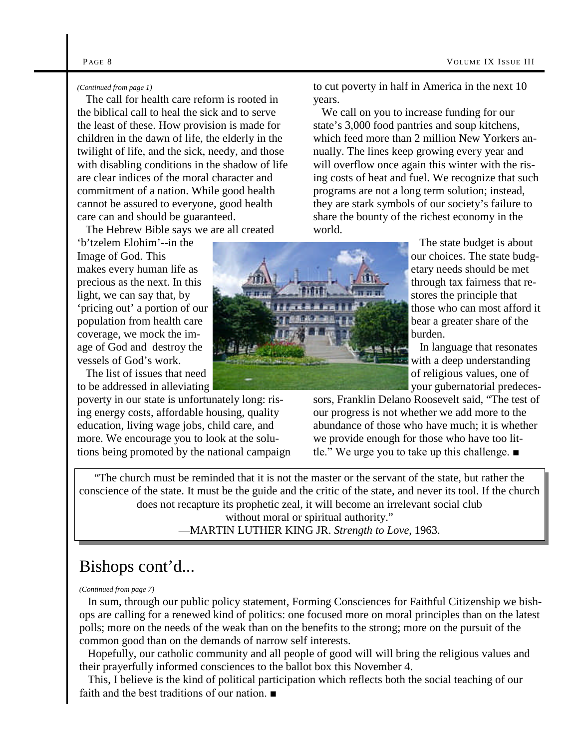*(Continued from page 1)*

The call for health care reform is rooted in the biblical call to heal the sick and to serve the least of these. How provision is made for children in the dawn of life, the elderly in the twilight of life, and the sick, needy, and those with disabling conditions in the shadow of life are clear indices of the moral character and commitment of a nation. While good health cannot be assured to everyone, good health care can and should be guaranteed.

The Hebrew Bible says we are all created 'b'tzelem Elohim'--in the Image of God. This makes every human life as precious as the next. In this light, we can say that, by 'pricing out' a portion of our population from health care coverage, we mock the image of God and destroy the vessels of God's work.

The list of issues that need to be addressed in alleviating poverty in our state is unfortunately long: rising energy costs, affordable housing, quality education, living wage jobs, child care, and more. We encourage you to look at the solutions being promoted by the national campaign to cut poverty in half in America in the next 10 years.

We call on you to increase funding for our state's 3,000 food pantries and soup kitchens, which feed more than 2 million New Yorkers annually. The lines keep growing every year and will overflow once again this winter with the rising costs of heat and fuel. We recognize that such programs are not a long term solution; instead, they are stark symbols of our society's failure to share the bounty of the richest economy in the world.

The state budget is about our choices. The state budgetary needs should be met through tax fairness that restores the principle that those who can most afford it bear a greater share of the burden.

In language that resonates with a deep understanding of religious values, one of your gubernatorial predecessors, Franklin Delano Roosevelt said, "The test of our progress is not whether we add more to the abundance of those who have much; it is whether we provide enough for those who have too little." We urge you to take up this challenge. ■

> "The church must be reminded that it is not the master or the servant of the state, but rather the conscience of the state. It must be the guide and the critic of the state, and never its tool. If the church does not recapture its prophetic zeal, it will become an irrelevant social club without moral or spiritual authority."
>
> —MARTIN LUTHER KING JR. *Strength to Love,* 1963.

# Bishops cont'd...

*(Continued from page 7)*

In sum, through our public policy statement, Forming Consciences for Faithful Citizenship we bishops are calling for a renewed kind of politics: one focused more on moral principles than on the latest polls; more on the needs of the weak than on the benefits to the strong; more on the pursuit of the common good than on the demands of narrow self interests.

Hopefully, our catholic community and all people of good will will bring the religious values and their prayerfully informed consciences to the ballot box this November 4.

This, I believe is the kind of political participation which reflects both the social teaching of our faith and the best traditions of our nation. ■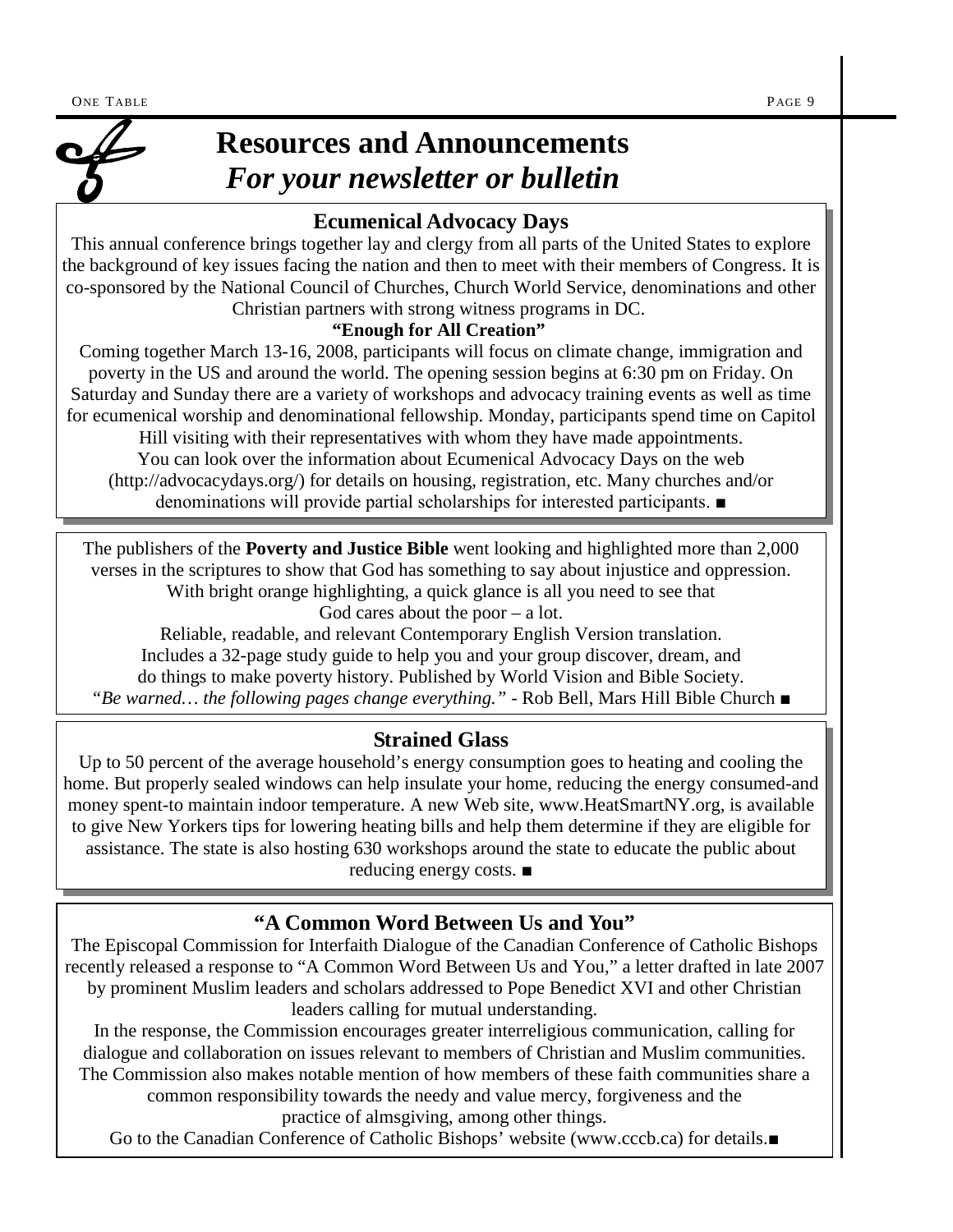# Resources and Announcements
## *For your newsletter or bulletin*

### Ecumenical Advocacy Days

This annual conference brings together lay and clergy from all parts of the United States to explore the background of key issues facing the nation and then to meet with their members of Congress. It is co-sponsored by the National Council of Churches, Church World Service, denominations and other Christian partners with strong witness programs in DC.

**"Enough for All Creation"**

Coming together March 13-16, 2008, participants will focus on climate change, immigration and poverty in the US and around the world. The opening session begins at 6:30 pm on Friday. On Saturday and Sunday there are a variety of workshops and advocacy training events as well as time for ecumenical worship and denominational fellowship. Monday, participants spend time on Capitol Hill visiting with their representatives with whom they have made appointments.

You can look over the information about Ecumenical Advocacy Days on the web (http://advocacydays.org/) for details on housing, registration, etc. Many churches and/or denominations will provide partial scholarships for interested participants. ■

---

The publishers of the **Poverty and Justice Bible** went looking and highlighted more than 2,000 verses in the scriptures to show that God has something to say about injustice and oppression. With bright orange highlighting, a quick glance is all you need to see that God cares about the poor – a lot.

Reliable, readable, and relevant Contemporary English Version translation.
Includes a 32-page study guide to help you and your group discover, dream, and do things to make poverty history. Published by World Vision and Bible Society.

*"Be warned… the following pages change everything."* - Rob Bell, Mars Hill Bible Church ■

---

### Strained Glass

Up to 50 percent of the average household's energy consumption goes to heating and cooling the home. But properly sealed windows can help insulate your home, reducing the energy consumed-and money spent-to maintain indoor temperature. A new Web site, www.HeatSmartNY.org, is available to give New Yorkers tips for lowering heating bills and help them determine if they are eligible for assistance. The state is also hosting 630 workshops around the state to educate the public about reducing energy costs. ■

---

### "A Common Word Between Us and You"

The Episcopal Commission for Interfaith Dialogue of the Canadian Conference of Catholic Bishops recently released a response to "A Common Word Between Us and You," a letter drafted in late 2007 by prominent Muslim leaders and scholars addressed to Pope Benedict XVI and other Christian leaders calling for mutual understanding.

In the response, the Commission encourages greater interreligious communication, calling for dialogue and collaboration on issues relevant to members of Christian and Muslim communities. The Commission also makes notable mention of how members of these faith communities share a common responsibility towards the needy and value mercy, forgiveness and the practice of almsgiving, among other things.

Go to the Canadian Conference of Catholic Bishops' website (www.cccb.ca) for details.■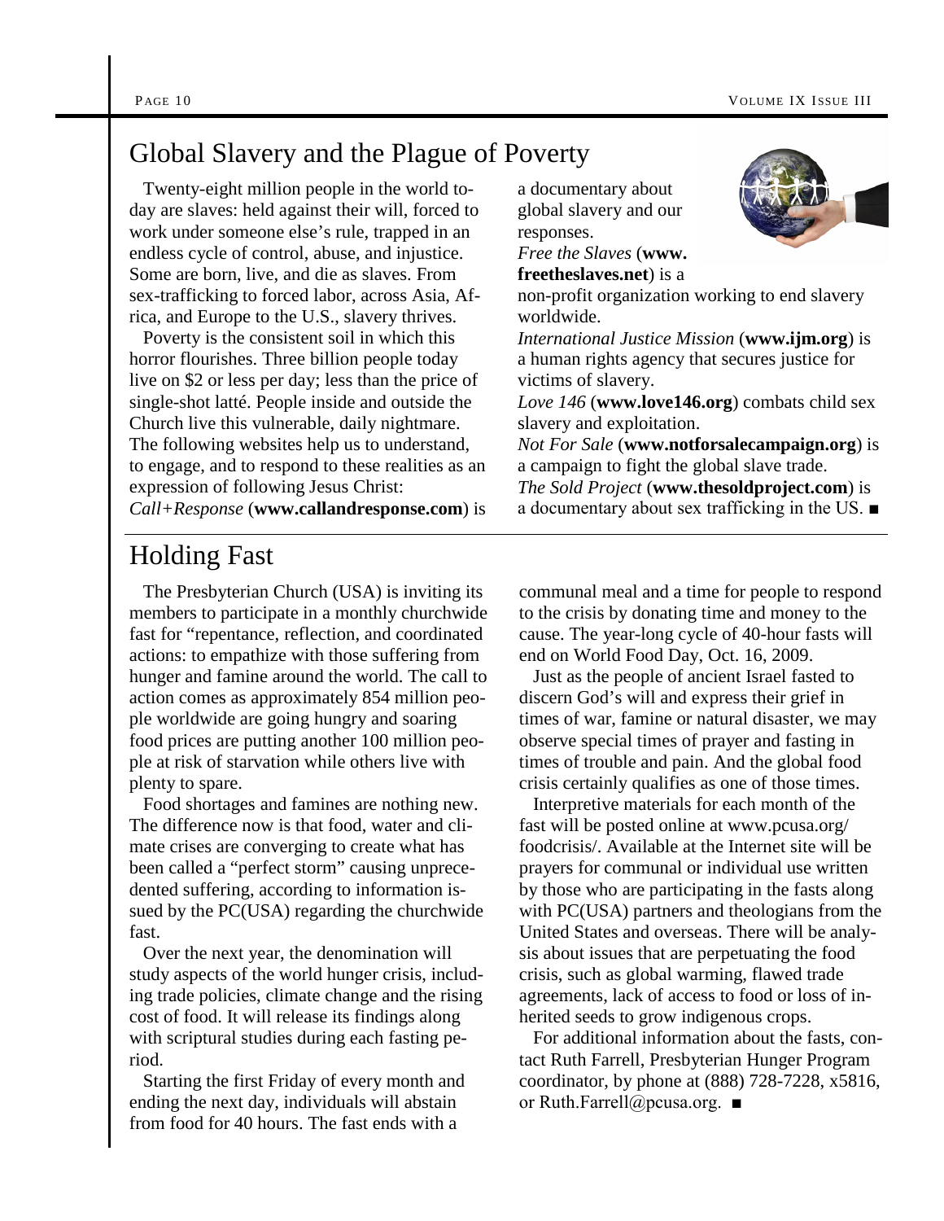## Global Slavery and the Plague of Poverty

Twenty-eight million people in the world today are slaves: held against their will, forced to work under someone else's rule, trapped in an endless cycle of control, abuse, and injustice. Some are born, live, and die as slaves. From sex-trafficking to forced labor, across Asia, Africa, and Europe to the U.S., slavery thrives.

Poverty is the consistent soil in which this horror flourishes. Three billion people today live on $2 or less per day; less than the price of single-shot latté. People inside and outside the Church live this vulnerable, daily nightmare. The following websites help us to understand, to engage, and to respond to these realities as an expression of following Jesus Christ:

*Call+Response* (**www.callandresponse.com**) is a documentary about global slavery and our responses.

*Free the Slaves* (**www.freetheslaves.net**) is a non-profit organization working to end slavery worldwide.

*International Justice Mission* (**www.ijm.org**) is a human rights agency that secures justice for victims of slavery.

*Love 146* (**www.love146.org**) combats child sex slavery and exploitation.

*Not For Sale* (**www.notforsalecampaign.org**) is a campaign to fight the global slave trade.

*The Sold Project* (**www.thesoldproject.com**) is a documentary about sex trafficking in the US. ■

## Holding Fast

The Presbyterian Church (USA) is inviting its members to participate in a monthly churchwide fast for "repentance, reflection, and coordinated actions: to empathize with those suffering from hunger and famine around the world. The call to action comes as approximately 854 million people worldwide are going hungry and soaring food prices are putting another 100 million people at risk of starvation while others live with plenty to spare.

Food shortages and famines are nothing new. The difference now is that food, water and climate crises are converging to create what has been called a "perfect storm" causing unprecedented suffering, according to information issued by the PC(USA) regarding the churchwide fast.

Over the next year, the denomination will study aspects of the world hunger crisis, including trade policies, climate change and the rising cost of food. It will release its findings along with scriptural studies during each fasting period.

Starting the first Friday of every month and ending the next day, individuals will abstain from food for 40 hours. The fast ends with a communal meal and a time for people to respond to the crisis by donating time and money to the cause. The year-long cycle of 40-hour fasts will end on World Food Day, Oct. 16, 2009.

Just as the people of ancient Israel fasted to discern God's will and express their grief in times of war, famine or natural disaster, we may observe special times of prayer and fasting in times of trouble and pain. And the global food crisis certainly qualifies as one of those times.

Interpretive materials for each month of the fast will be posted online at www.pcusa.org/foodcrisis/. Available at the Internet site will be prayers for communal or individual use written by those who are participating in the fasts along with PC(USA) partners and theologians from the United States and overseas. There will be analysis about issues that are perpetuating the food crisis, such as global warming, flawed trade agreements, lack of access to food or loss of inherited seeds to grow indigenous crops.

For additional information about the fasts, contact Ruth Farrell, Presbyterian Hunger Program coordinator, by phone at (888) 728-7228, x5816, or Ruth.Farrell@pcusa.org. ■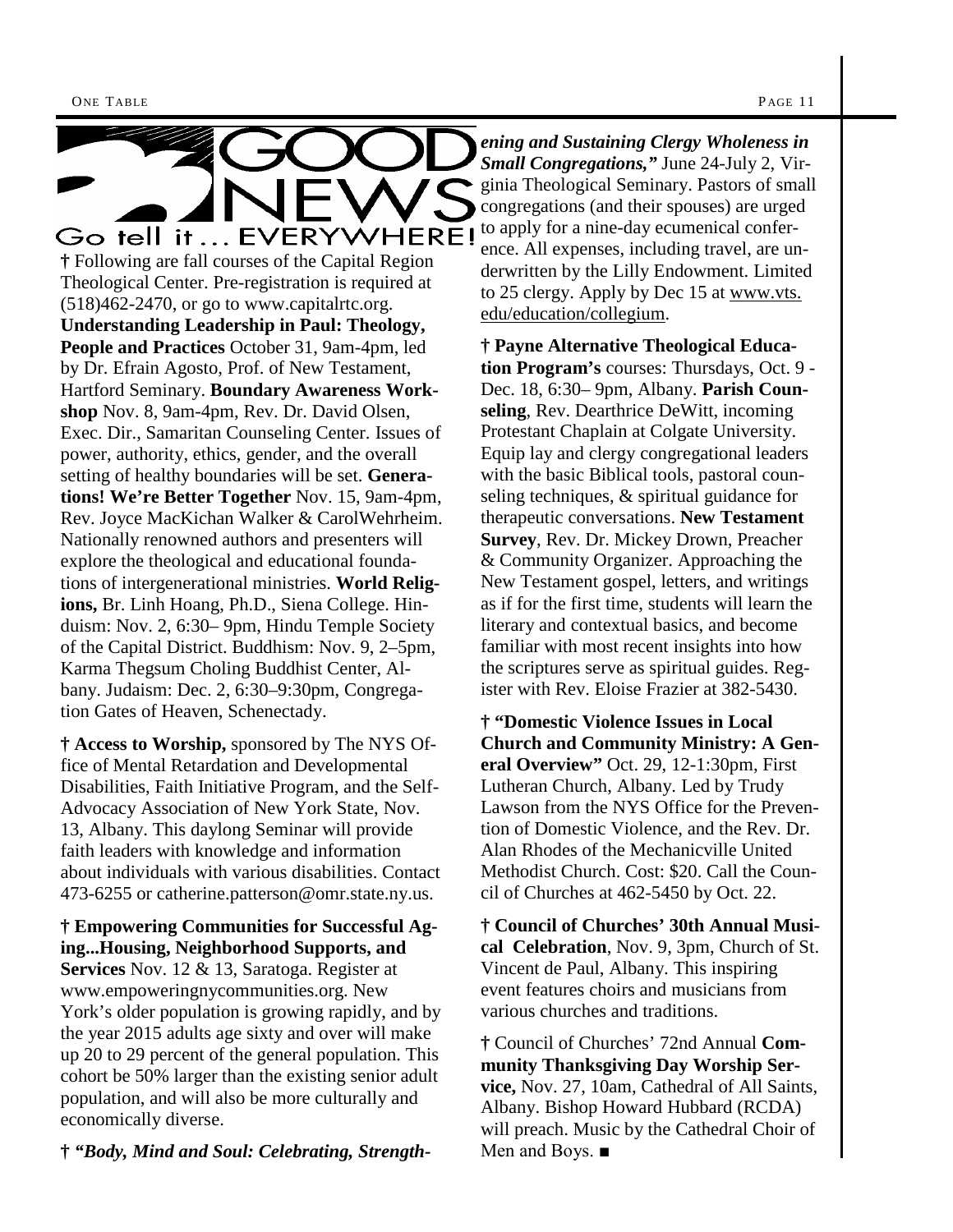# GOOD NEWS

## Go tell it ... EVERYWHERE!

† Following are fall courses of the Capital Region Theological Center. Pre-registration is required at (518)462-2470, or go to www.capitalrtc.org. **Understanding Leadership in Paul: Theology, People and Practices** October 31, 9am-4pm, led by Dr. Efrain Agosto, Prof. of New Testament, Hartford Seminary. **Boundary Awareness Workshop** Nov. 8, 9am-4pm, Rev. Dr. David Olsen, Exec. Dir., Samaritan Counseling Center. Issues of power, authority, ethics, gender, and the overall setting of healthy boundaries will be set. **Generations! We're Better Together** Nov. 15, 9am-4pm, Rev. Joyce MacKichan Walker & CarolWehrheim. Nationally renowned authors and presenters will explore the theological and educational foundations of intergenerational ministries. **World Religions,** Br. Linh Hoang, Ph.D., Siena College. Hinduism: Nov. 2, 6:30– 9pm, Hindu Temple Society of the Capital District. Buddhism: Nov. 9, 2–5pm, Karma Thegsum Choling Buddhist Center, Albany. Judaism: Dec. 2, 6:30–9:30pm, Congregation Gates of Heaven, Schenectady.

† **Access to Worship,** sponsored by The NYS Office of Mental Retardation and Developmental Disabilities, Faith Initiative Program, and the Self-Advocacy Association of New York State, Nov. 13, Albany. This daylong Seminar will provide faith leaders with knowledge and information about individuals with various disabilities. Contact 473-6255 or catherine.patterson@omr.state.ny.us.

† **Empowering Communities for Successful Aging...Housing, Neighborhood Supports, and Services** Nov. 12 & 13, Saratoga. Register at www.empoweringnycommunities.org. New York's older population is growing rapidly, and by the year 2015 adults age sixty and over will make up 20 to 29 percent of the general population. This cohort be 50% larger than the existing senior adult population, and will also be more culturally and economically diverse.

† ***"Body, Mind and Soul: Celebrating, Strengthening and Sustaining Clergy Wholeness in Small Congregations,"*** June 24-July 2, Virginia Theological Seminary. Pastors of small congregations (and their spouses) are urged to apply for a nine-day ecumenical conference. All expenses, including travel, are underwritten by the Lilly Endowment. Limited to 25 clergy. Apply by Dec 15 at www.vts.edu/education/collegium.

† **Payne Alternative Theological Education Program's** courses: Thursdays, Oct. 9 - Dec. 18, 6:30– 9pm, Albany. **Parish Counseling**, Rev. Dearthrice DeWitt, incoming Protestant Chaplain at Colgate University. Equip lay and clergy congregational leaders with the basic Biblical tools, pastoral counseling techniques, & spiritual guidance for therapeutic conversations. **New Testament Survey**, Rev. Dr. Mickey Drown, Preacher & Community Organizer. Approaching the New Testament gospel, letters, and writings as if for the first time, students will learn the literary and contextual basics, and become familiar with most recent insights into how the scriptures serve as spiritual guides. Register with Rev. Eloise Frazier at 382-5430.

† **"Domestic Violence Issues in Local Church and Community Ministry: A General Overview"** Oct. 29, 12-1:30pm, First Lutheran Church, Albany. Led by Trudy Lawson from the NYS Office for the Prevention of Domestic Violence, and the Rev. Dr. Alan Rhodes of the Mechanicville United Methodist Church. Cost: $20. Call the Council of Churches at 462-5450 by Oct. 22.

† **Council of Churches' 30th Annual Musical Celebration**, Nov. 9, 3pm, Church of St. Vincent de Paul, Albany. This inspiring event features choirs and musicians from various churches and traditions.

† Council of Churches' 72nd Annual **Community Thanksgiving Day Worship Service,** Nov. 27, 10am, Cathedral of All Saints, Albany. Bishop Howard Hubbard (RCDA) will preach. Music by the Cathedral Choir of Men and Boys. ■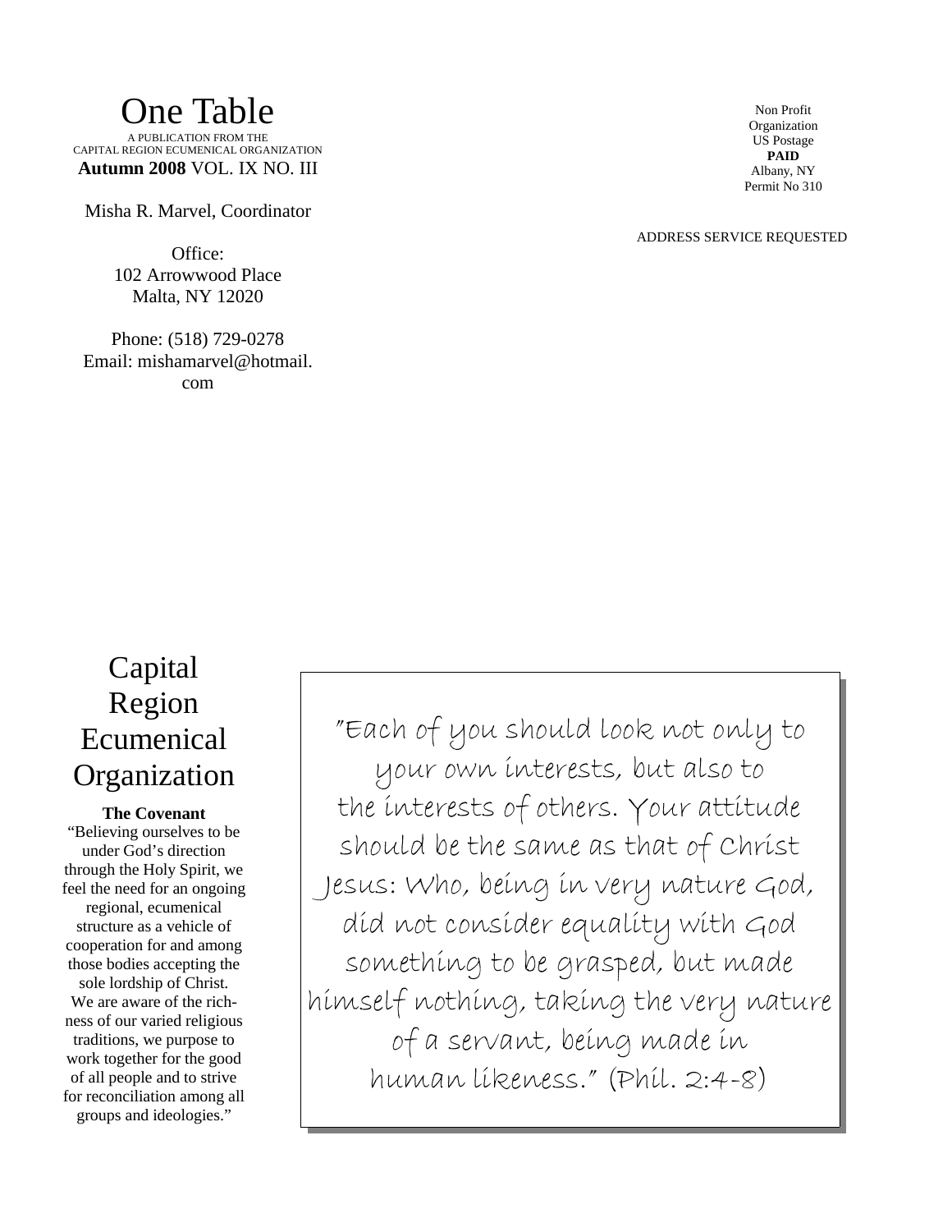# One Table

A PUBLICATION FROM THE
CAPITAL REGION ECUMENICAL ORGANIZATION

**Autumn 2008** VOL. IX NO. III

Misha R. Marvel, Coordinator

Office:
102 Arrowwood Place
Malta, NY 12020

Phone: (518) 729-0278
Email: mishamarvel@hotmail.com

Non Profit
Organization
US Postage
**PAID**
Albany, NY
Permit No 310

ADDRESS SERVICE REQUESTED

## Capital Region Ecumenical Organization

**The Covenant**

"Believing ourselves to be under God's direction through the Holy Spirit, we feel the need for an ongoing regional, ecumenical structure as a vehicle of cooperation for and among those bodies accepting the sole lordship of Christ. We are aware of the richness of our varied religious traditions, we purpose to work together for the good of all people and to strive for reconciliation among all groups and ideologies."

"Each of you should look not only to your own interests, but also to the interests of others. Your attitude should be the same as that of Christ Jesus: Who, being in very nature God, did not consider equality with God something to be grasped, but made himself nothing, taking the very nature of a servant, being made in human likeness." (Phil. 2:4-8)